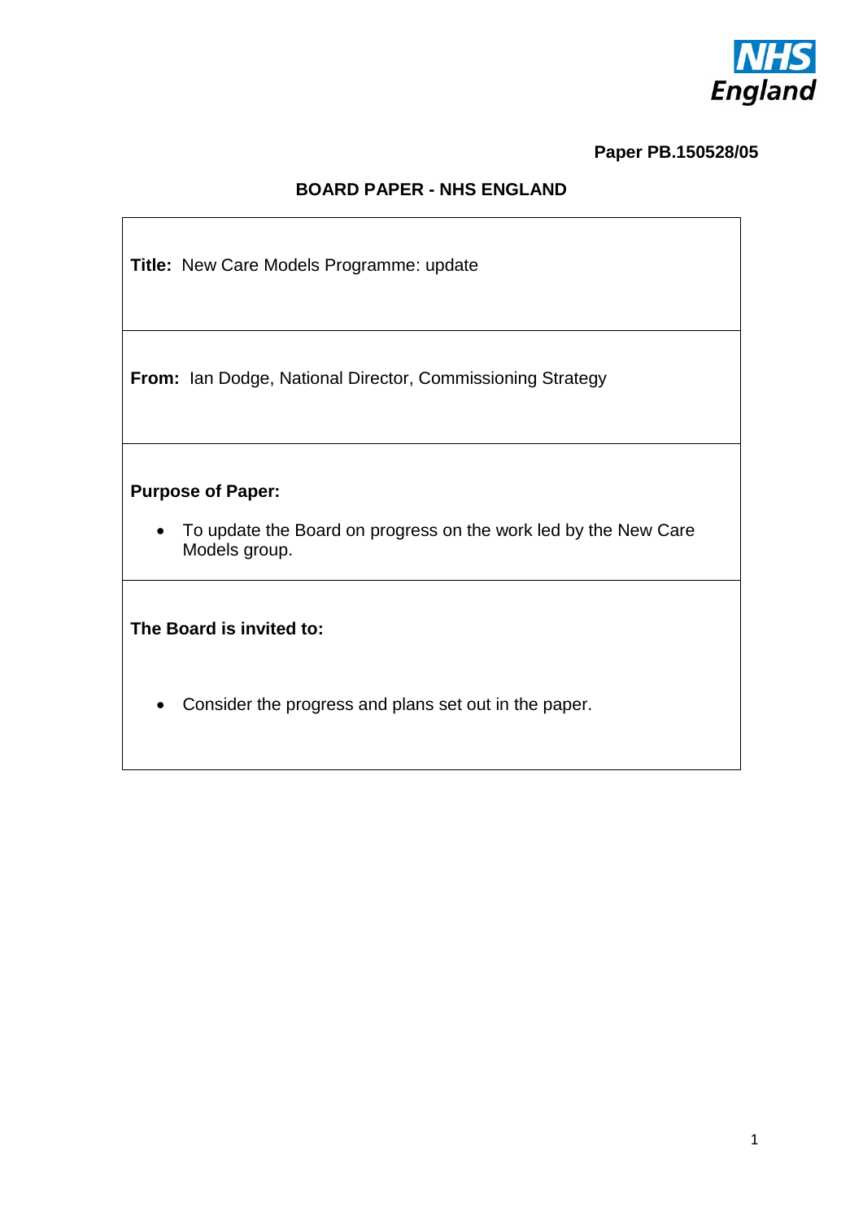**Paper PB.150528/05**

## BOARD PAPER - NHS ENGLAND

**Title:** New Care Models Programme: update

**From:** Ian Dodge, National Director, Commissioning Strategy

**Purpose of Paper:**

- To update the Board on progress on the work led by the New Care Models group.

**The Board is invited to:**

- Consider the progress and plans set out in the paper.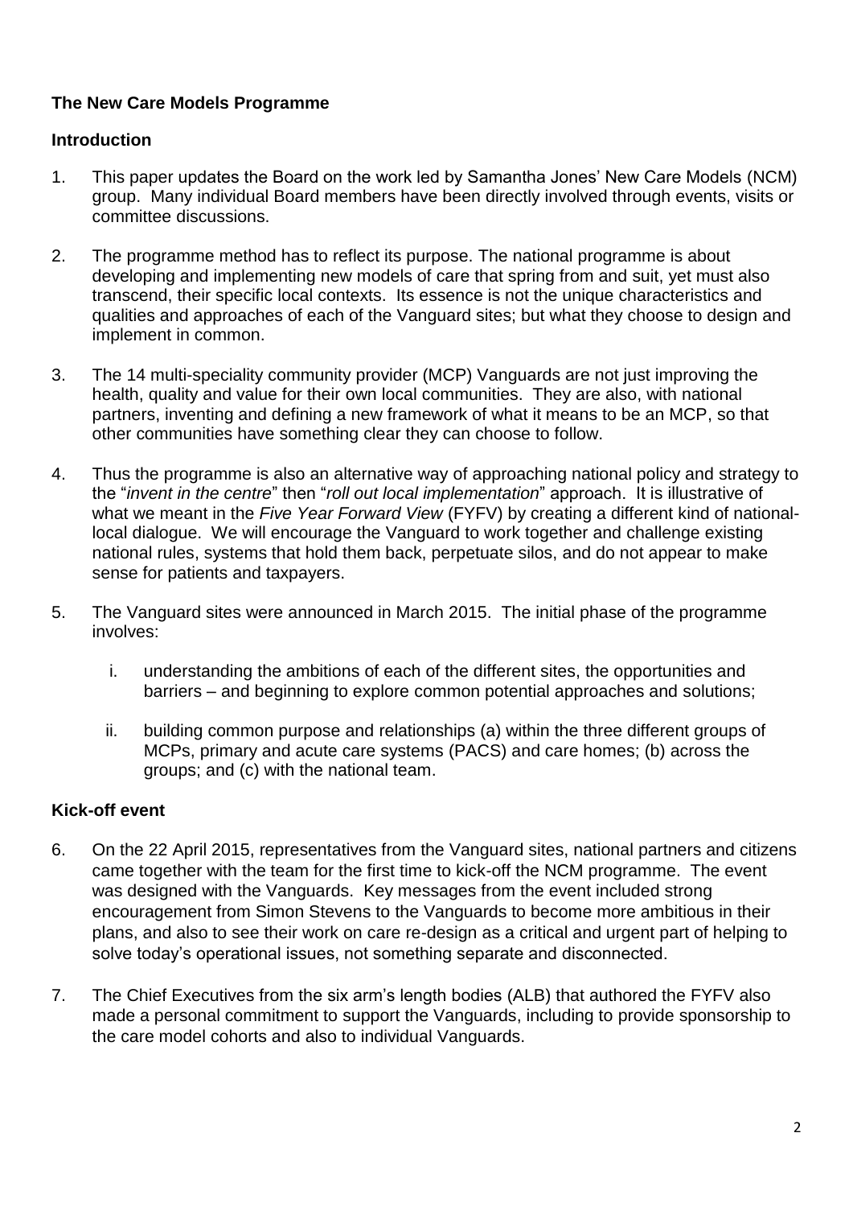**The New Care Models Programme**

**Introduction**

1. This paper updates the Board on the work led by Samantha Jones' New Care Models (NCM) group. Many individual Board members have been directly involved through events, visits or committee discussions.

2. The programme method has to reflect its purpose. The national programme is about developing and implementing new models of care that spring from and suit, yet must also transcend, their specific local contexts. Its essence is not the unique characteristics and qualities and approaches of each of the Vanguard sites; but what they choose to design and implement in common.

3. The 14 multi-speciality community provider (MCP) Vanguards are not just improving the health, quality and value for their own local communities. They are also, with national partners, inventing and defining a new framework of what it means to be an MCP, so that other communities have something clear they can choose to follow.

4. Thus the programme is also an alternative way of approaching national policy and strategy to the "*invent in the centre*" then "*roll out local implementation*" approach. It is illustrative of what we meant in the *Five Year Forward View* (FYFV) by creating a different kind of national-local dialogue. We will encourage the Vanguard to work together and challenge existing national rules, systems that hold them back, perpetuate silos, and do not appear to make sense for patients and taxpayers.

5. The Vanguard sites were announced in March 2015. The initial phase of the programme involves:

   i. understanding the ambitions of each of the different sites, the opportunities and barriers – and beginning to explore common potential approaches and solutions;

   ii. building common purpose and relationships (a) within the three different groups of MCPs, primary and acute care systems (PACS) and care homes; (b) across the groups; and (c) with the national team.

**Kick-off event**

6. On the 22 April 2015, representatives from the Vanguard sites, national partners and citizens came together with the team for the first time to kick-off the NCM programme. The event was designed with the Vanguards. Key messages from the event included strong encouragement from Simon Stevens to the Vanguards to become more ambitious in their plans, and also to see their work on care re-design as a critical and urgent part of helping to solve today's operational issues, not something separate and disconnected.

7. The Chief Executives from the six arm's length bodies (ALB) that authored the FYFV also made a personal commitment to support the Vanguards, including to provide sponsorship to the care model cohorts and also to individual Vanguards.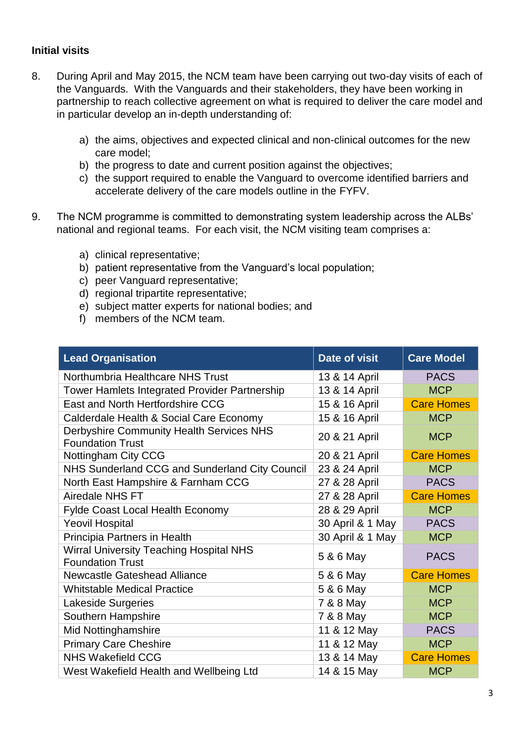**Initial visits**

8. During April and May 2015, the NCM team have been carrying out two-day visits of each of the Vanguards. With the Vanguards and their stakeholders, they have been working in partnership to reach collective agreement on what is required to deliver the care model and in particular develop an in-depth understanding of:

   a) the aims, objectives and expected clinical and non-clinical outcomes for the new care model;
   b) the progress to date and current position against the objectives;
   c) the support required to enable the Vanguard to overcome identified barriers and accelerate delivery of the care models outline in the FYFV.

9. The NCM programme is committed to demonstrating system leadership across the ALBs' national and regional teams. For each visit, the NCM visiting team comprises a:

   a) clinical representative;
   b) patient representative from the Vanguard's local population;
   c) peer Vanguard representative;
   d) regional tripartite representative;
   e) subject matter experts for national bodies; and
   f) members of the NCM team.

| Lead Organisation | Date of visit | Care Model |
|---|---|---|
| Northumbria Healthcare NHS Trust | 13 & 14 April | PACS |
| Tower Hamlets Integrated Provider Partnership | 13 & 14 April | MCP |
| East and North Hertfordshire CCG | 15 & 16 April | Care Homes |
| Calderdale Health & Social Care Economy | 15 & 16 April | MCP |
| Derbyshire Community Health Services NHS Foundation Trust | 20 & 21 April | MCP |
| Nottingham City CCG | 20 & 21 April | Care Homes |
| NHS Sunderland CCG and Sunderland City Council | 23 & 24 April | MCP |
| North East Hampshire & Farnham CCG | 27 & 28 April | PACS |
| Airedale NHS FT | 27 & 28 April | Care Homes |
| Fylde Coast Local Health Economy | 28 & 29 April | MCP |
| Yeovil Hospital | 30 April & 1 May | PACS |
| Principia Partners in Health | 30 April & 1 May | MCP |
| Wirral University Teaching Hospital NHS Foundation Trust | 5 & 6 May | PACS |
| Newcastle Gateshead Alliance | 5 & 6 May | Care Homes |
| Whitstable Medical Practice | 5 & 6 May | MCP |
| Lakeside Surgeries | 7 & 8 May | MCP |
| Southern Hampshire | 7 & 8 May | MCP |
| Mid Nottinghamshire | 11 & 12 May | PACS |
| Primary Care Cheshire | 11 & 12 May | MCP |
| NHS Wakefield CCG | 13 & 14 May | Care Homes |
| West Wakefield Health and Wellbeing Ltd | 14 & 15 May | MCP |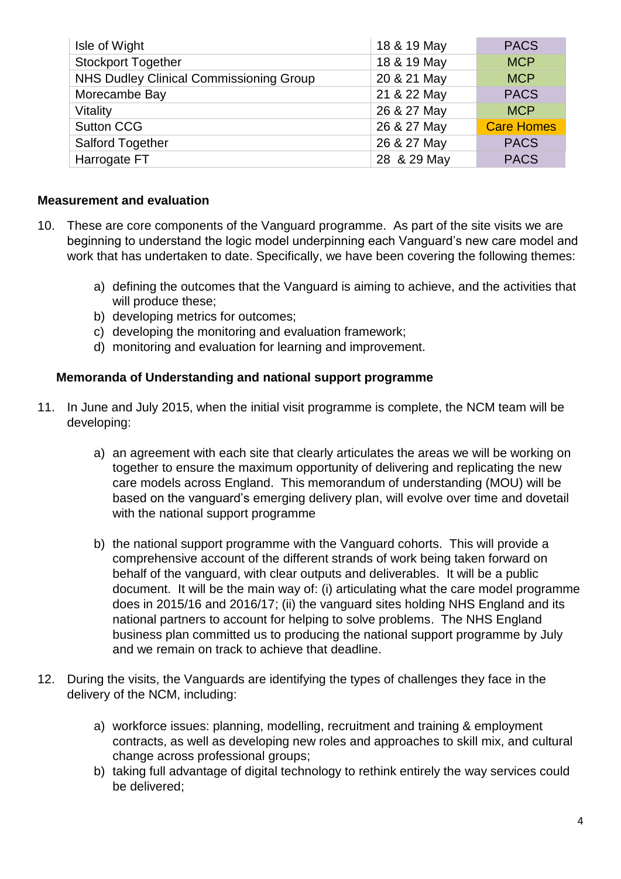| | | |
|---|---|---|
| Isle of Wight | 18 & 19 May | PACS |
| Stockport Together | 18 & 19 May | MCP |
| NHS Dudley Clinical Commissioning Group | 20 & 21 May | MCP |
| Morecambe Bay | 21 & 22 May | PACS |
| Vitality | 26 & 27 May | MCP |
| Sutton CCG | 26 & 27 May | Care Homes |
| Salford Together | 26 & 27 May | PACS |
| Harrogate FT | 28 & 29 May | PACS |

**Measurement and evaluation**

10. These are core components of the Vanguard programme. As part of the site visits we are beginning to understand the logic model underpinning each Vanguard's new care model and work that has undertaken to date. Specifically, we have been covering the following themes:

    a) defining the outcomes that the Vanguard is aiming to achieve, and the activities that will produce these;
    b) developing metrics for outcomes;
    c) developing the monitoring and evaluation framework;
    d) monitoring and evaluation for learning and improvement.

**Memoranda of Understanding and national support programme**

11. In June and July 2015, when the initial visit programme is complete, the NCM team will be developing:

    a) an agreement with each site that clearly articulates the areas we will be working on together to ensure the maximum opportunity of delivering and replicating the new care models across England. This memorandum of understanding (MOU) will be based on the vanguard's emerging delivery plan, will evolve over time and dovetail with the national support programme

    b) the national support programme with the Vanguard cohorts. This will provide a comprehensive account of the different strands of work being taken forward on behalf of the vanguard, with clear outputs and deliverables. It will be a public document. It will be the main way of: (i) articulating what the care model programme does in 2015/16 and 2016/17; (ii) the vanguard sites holding NHS England and its national partners to account for helping to solve problems. The NHS England business plan committed us to producing the national support programme by July and we remain on track to achieve that deadline.

12. During the visits, the Vanguards are identifying the types of challenges they face in the delivery of the NCM, including:

    a) workforce issues: planning, modelling, recruitment and training & employment contracts, as well as developing new roles and approaches to skill mix, and cultural change across professional groups;
    b) taking full advantage of digital technology to rethink entirely the way services could be delivered;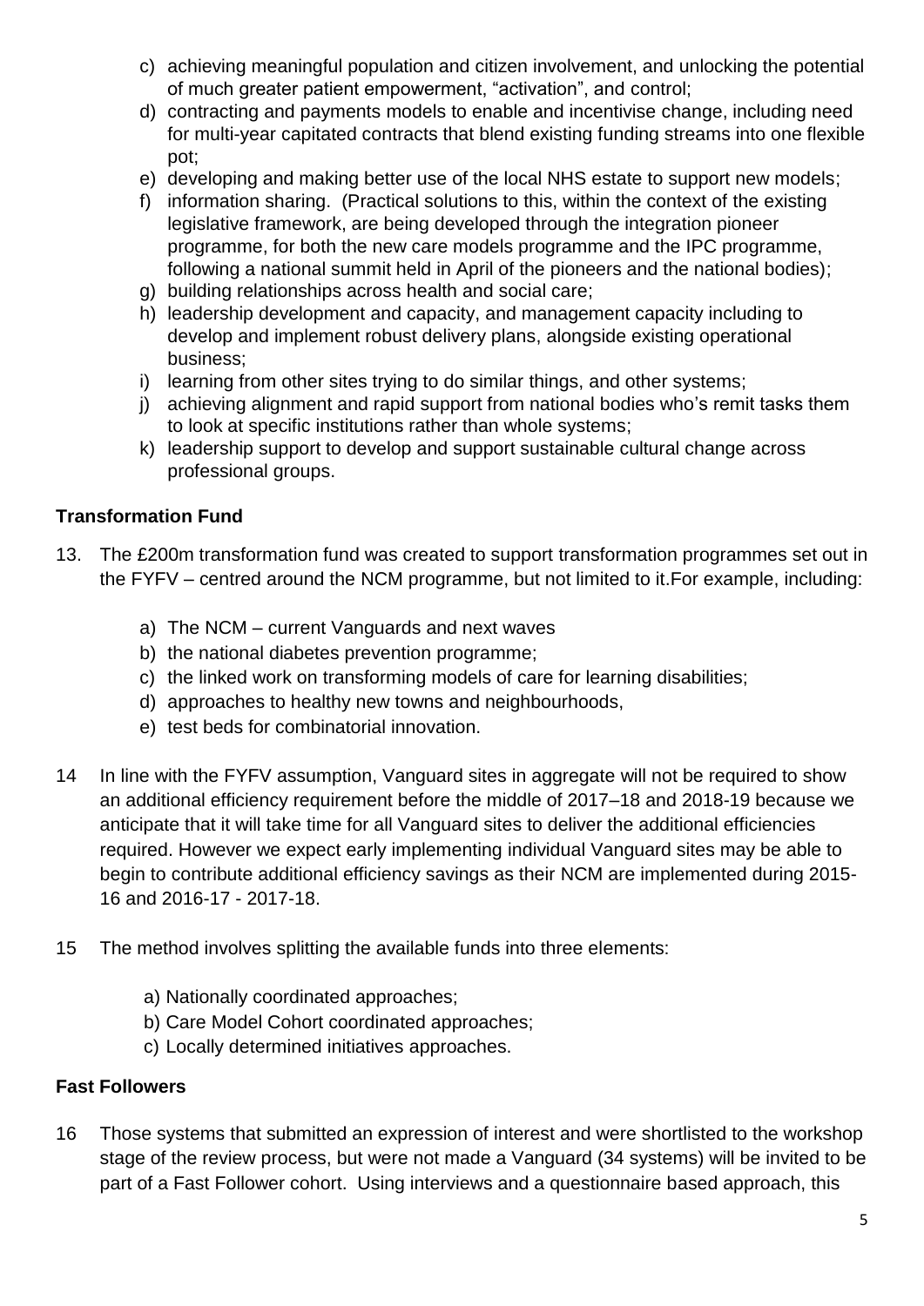c) achieving meaningful population and citizen involvement, and unlocking the potential of much greater patient empowerment, "activation", and control;
d) contracting and payments models to enable and incentivise change, including need for multi-year capitated contracts that blend existing funding streams into one flexible pot;
e) developing and making better use of the local NHS estate to support new models;
f) information sharing. (Practical solutions to this, within the context of the existing legislative framework, are being developed through the integration pioneer programme, for both the new care models programme and the IPC programme, following a national summit held in April of the pioneers and the national bodies);
g) building relationships across health and social care;
h) leadership development and capacity, and management capacity including to develop and implement robust delivery plans, alongside existing operational business;
i) learning from other sites trying to do similar things, and other systems;
j) achieving alignment and rapid support from national bodies who's remit tasks them to look at specific institutions rather than whole systems;
k) leadership support to develop and support sustainable cultural change across professional groups.

**Transformation Fund**

13. The £200m transformation fund was created to support transformation programmes set out in the FYFV – centred around the NCM programme, but not limited to it.For example, including:

    a) The NCM – current Vanguards and next waves
    b) the national diabetes prevention programme;
    c) the linked work on transforming models of care for learning disabilities;
    d) approaches to healthy new towns and neighbourhoods,
    e) test beds for combinatorial innovation.

14 In line with the FYFV assumption, Vanguard sites in aggregate will not be required to show an additional efficiency requirement before the middle of 2017–18 and 2018-19 because we anticipate that it will take time for all Vanguard sites to deliver the additional efficiencies required. However we expect early implementing individual Vanguard sites may be able to begin to contribute additional efficiency savings as their NCM are implemented during 2015-16 and 2016-17 - 2017-18.

15 The method involves splitting the available funds into three elements:

    a) Nationally coordinated approaches;
    b) Care Model Cohort coordinated approaches;
    c) Locally determined initiatives approaches.

**Fast Followers**

16 Those systems that submitted an expression of interest and were shortlisted to the workshop stage of the review process, but were not made a Vanguard (34 systems) will be invited to be part of a Fast Follower cohort. Using interviews and a questionnaire based approach, this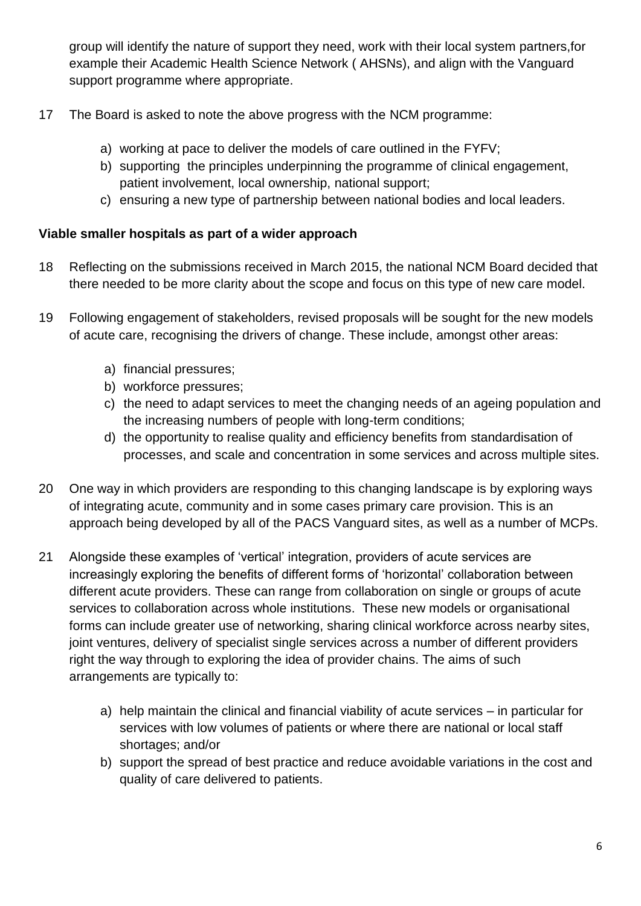group will identify the nature of support they need, work with their local system partners,for example their Academic Health Science Network ( AHSNs), and align with the Vanguard support programme where appropriate.

17 The Board is asked to note the above progress with the NCM programme:

   a) working at pace to deliver the models of care outlined in the FYFV;
   b) supporting the principles underpinning the programme of clinical engagement, patient involvement, local ownership, national support;
   c) ensuring a new type of partnership between national bodies and local leaders.

**Viable smaller hospitals as part of a wider approach**

18 Reflecting on the submissions received in March 2015, the national NCM Board decided that there needed to be more clarity about the scope and focus on this type of new care model.

19 Following engagement of stakeholders, revised proposals will be sought for the new models of acute care, recognising the drivers of change. These include, amongst other areas:

   a) financial pressures;
   b) workforce pressures;
   c) the need to adapt services to meet the changing needs of an ageing population and the increasing numbers of people with long-term conditions;
   d) the opportunity to realise quality and efficiency benefits from standardisation of processes, and scale and concentration in some services and across multiple sites.

20 One way in which providers are responding to this changing landscape is by exploring ways of integrating acute, community and in some cases primary care provision. This is an approach being developed by all of the PACS Vanguard sites, as well as a number of MCPs.

21 Alongside these examples of 'vertical' integration, providers of acute services are increasingly exploring the benefits of different forms of 'horizontal' collaboration between different acute providers. These can range from collaboration on single or groups of acute services to collaboration across whole institutions. These new models or organisational forms can include greater use of networking, sharing clinical workforce across nearby sites, joint ventures, delivery of specialist single services across a number of different providers right the way through to exploring the idea of provider chains. The aims of such arrangements are typically to:

   a) help maintain the clinical and financial viability of acute services – in particular for services with low volumes of patients or where there are national or local staff shortages; and/or
   b) support the spread of best practice and reduce avoidable variations in the cost and quality of care delivered to patients.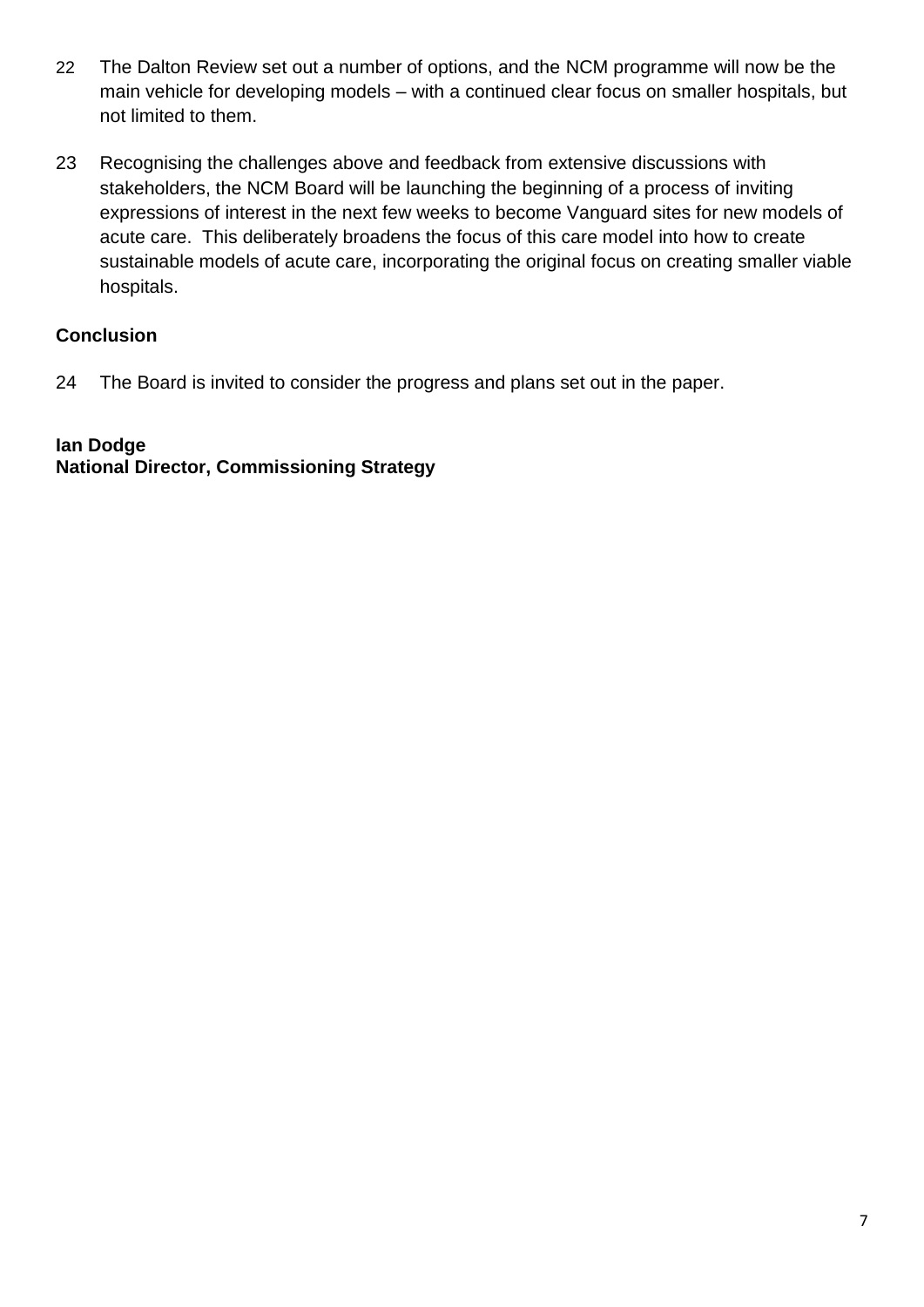22 The Dalton Review set out a number of options, and the NCM programme will now be the main vehicle for developing models – with a continued clear focus on smaller hospitals, but not limited to them.

23 Recognising the challenges above and feedback from extensive discussions with stakeholders, the NCM Board will be launching the beginning of a process of inviting expressions of interest in the next few weeks to become Vanguard sites for new models of acute care. This deliberately broadens the focus of this care model into how to create sustainable models of acute care, incorporating the original focus on creating smaller viable hospitals.

## Conclusion

24 The Board is invited to consider the progress and plans set out in the paper.

**Ian Dodge**
**National Director, Commissioning Strategy**